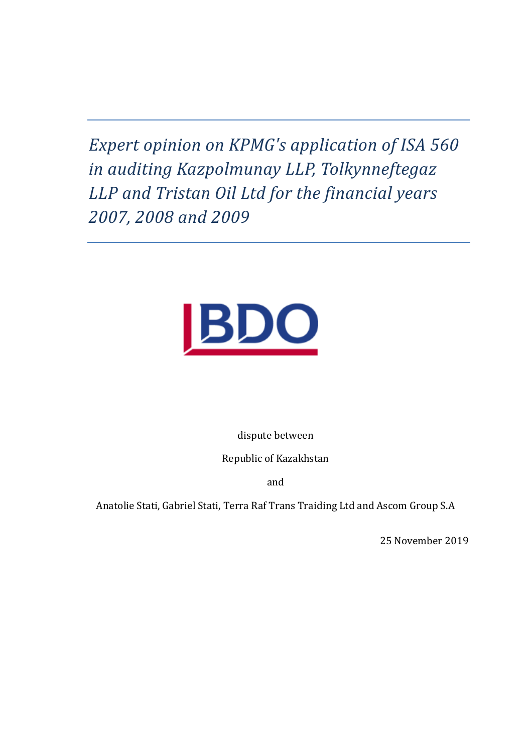# *Expert opinion on KPMG's application of ISA 560 in auditing Kazpolmunay LLP, Tolkynneftegaz LLP and Tristan Oil Ltd for the financial years 2007, 2008 and 2009*

BDO

dispute between

Republic of Kazakhstan

and

Anatolie Stati, Gabriel Stati, Terra Raf Trans Traiding Ltd and Ascom Group S.A

25 November 2019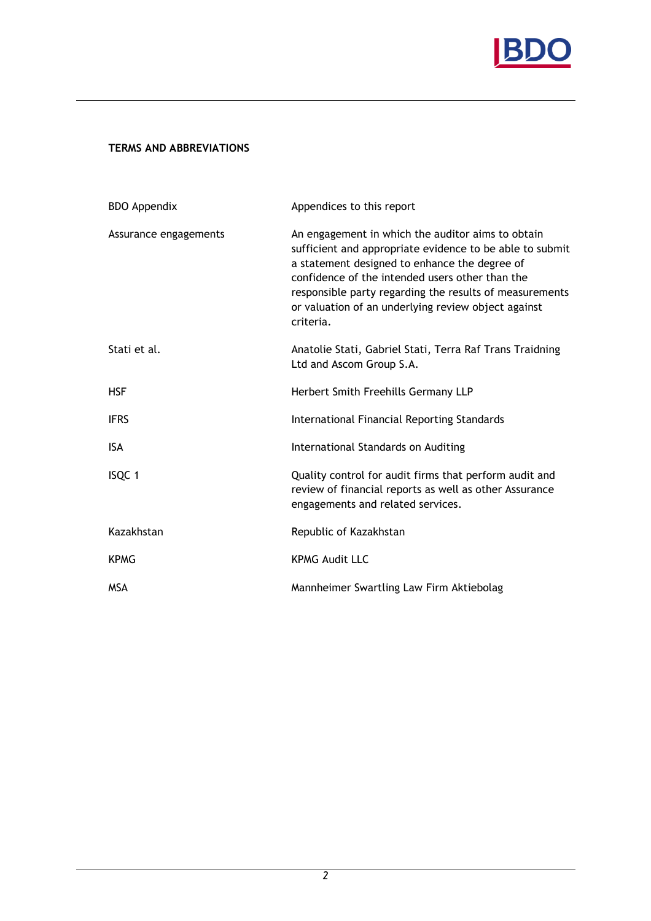## TERMS AND ABBREVIATIONS

| | |
|---|---|
| BDO Appendix | Appendices to this report |
| Assurance engagements | An engagement in which the auditor aims to obtain sufficient and appropriate evidence to be able to submit a statement designed to enhance the degree of confidence of the intended users other than the responsible party regarding the results of measurements or valuation of an underlying review object against criteria. |
| Stati et al. | Anatolie Stati, Gabriel Stati, Terra Raf Trans Traidning Ltd and Ascom Group S.A. |
| HSF | Herbert Smith Freehills Germany LLP |
| IFRS | International Financial Reporting Standards |
| ISA | International Standards on Auditing |
| ISQC 1 | Quality control for audit firms that perform audit and review of financial reports as well as other Assurance engagements and related services. |
| Kazakhstan | Republic of Kazakhstan |
| KPMG | KPMG Audit LLC |
| MSA | Mannheimer Swartling Law Firm Aktiebolag |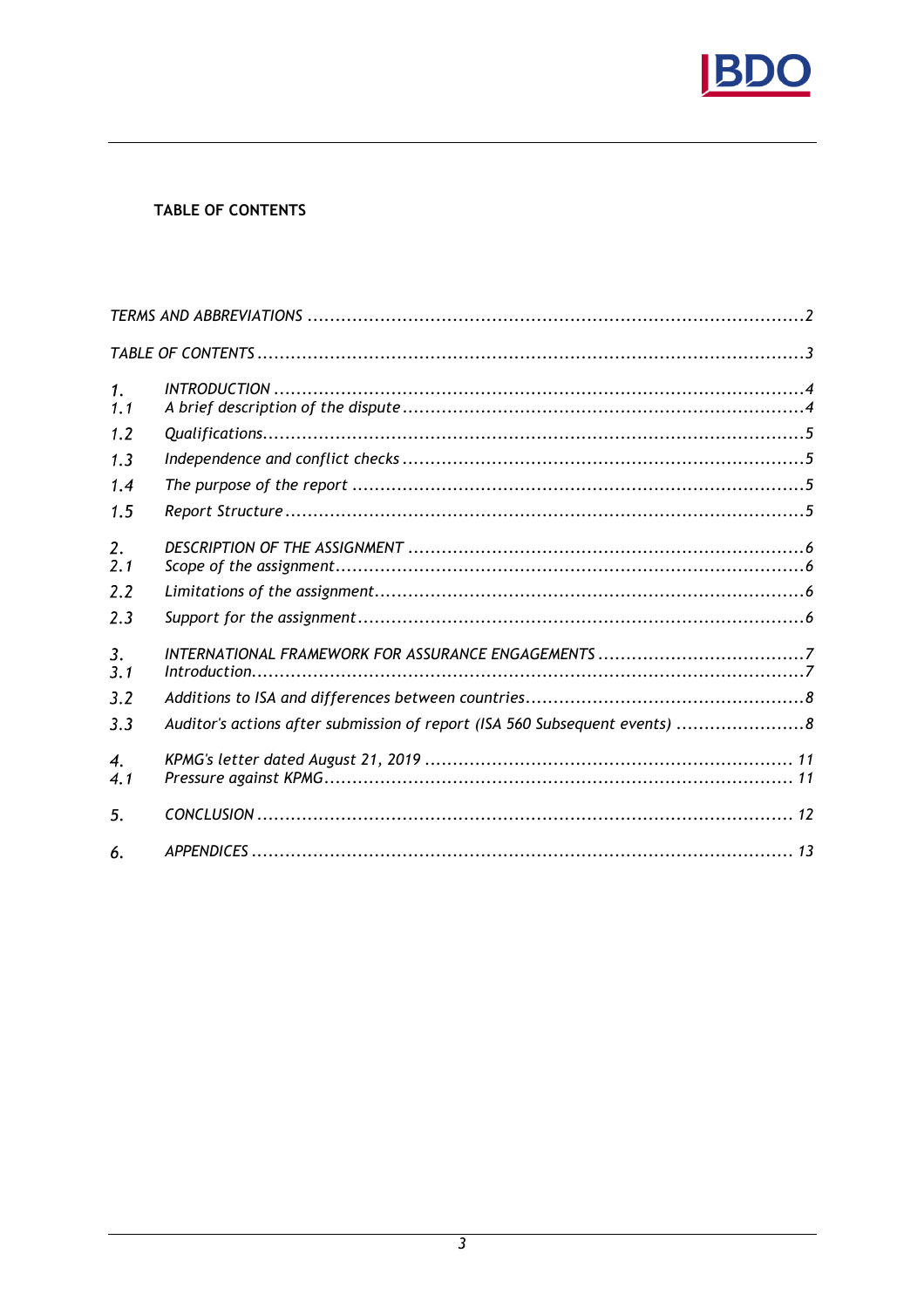**TABLE OF CONTENTS**

*TERMS AND ABBREVIATIONS* ........................................................................................ *2*

*TABLE OF CONTENTS* .................................................................................................. *3*

*1. INTRODUCTION* .......................................................................................................... *4*

*1.1 A brief description of the dispute* ................................................................................ *4*

*1.2 Qualifications* ............................................................................................................. *5*

*1.3 Independence and conflict checks* .............................................................................. *5*

*1.4 The purpose of the report* ........................................................................................... *5*

*1.5 Report Structure* ......................................................................................................... *5*

*2. DESCRIPTION OF THE ASSIGNMENT* ......................................................................... *6*

*2.1 Scope of the assignment* ............................................................................................. *6*

*2.2 Limitations of the assignment* ..................................................................................... *6*

*2.3 Support for the assignment* ........................................................................................ *6*

*3. INTERNATIONAL FRAMEWORK FOR ASSURANCE ENGAGEMENTS* ............................... *7*

*3.1 Introduction* ............................................................................................................... *7*

*3.2 Additions to ISA and differences between countries* ................................................... *8*

*3.3 Auditor's actions after submission of report (ISA 560 Subsequent events)* .................... *8*

*4. KPMG's letter dated August 21, 2019* .......................................................................... *11*

*4.1 Pressure against KPMG* .............................................................................................. *11*

*5. CONCLUSION* ............................................................................................................. *12*

*6. APPENDICES* ............................................................................................................... *13*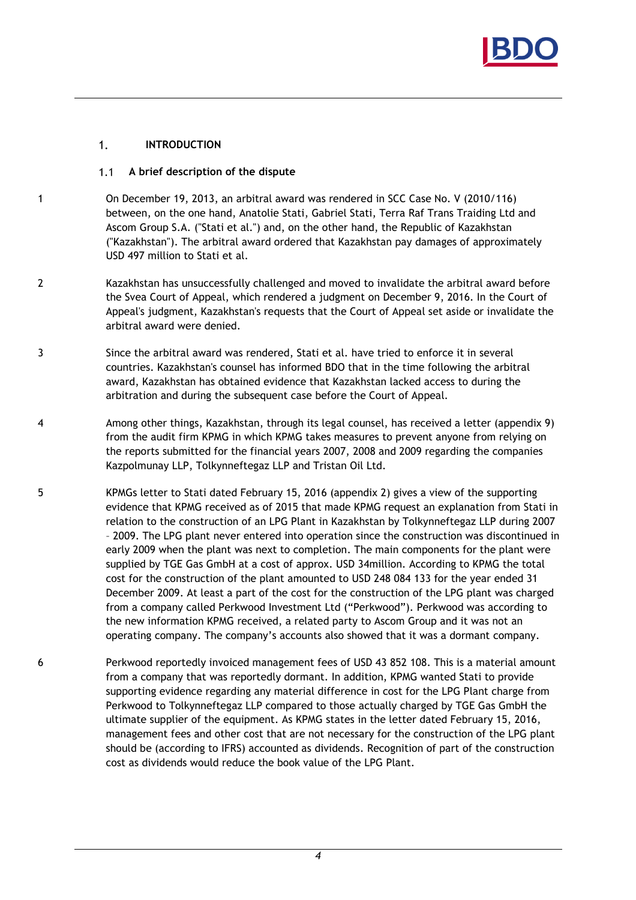# 1. INTRODUCTION

## 1.1 A brief description of the dispute

1 On December 19, 2013, an arbitral award was rendered in SCC Case No. V (2010/116) between, on the one hand, Anatolie Stati, Gabriel Stati, Terra Raf Trans Traiding Ltd and Ascom Group S.A. ("Stati et al.") and, on the other hand, the Republic of Kazakhstan ("Kazakhstan"). The arbitral award ordered that Kazakhstan pay damages of approximately USD 497 million to Stati et al.

2 Kazakhstan has unsuccessfully challenged and moved to invalidate the arbitral award before the Svea Court of Appeal, which rendered a judgment on December 9, 2016. In the Court of Appeal's judgment, Kazakhstan's requests that the Court of Appeal set aside or invalidate the arbitral award were denied.

3 Since the arbitral award was rendered, Stati et al. have tried to enforce it in several countries. Kazakhstan's counsel has informed BDO that in the time following the arbitral award, Kazakhstan has obtained evidence that Kazakhstan lacked access to during the arbitration and during the subsequent case before the Court of Appeal.

4 Among other things, Kazakhstan, through its legal counsel, has received a letter (appendix 9) from the audit firm KPMG in which KPMG takes measures to prevent anyone from relying on the reports submitted for the financial years 2007, 2008 and 2009 regarding the companies Kazpolmunay LLP, Tolkynneftegaz LLP and Tristan Oil Ltd.

5 KPMGs letter to Stati dated February 15, 2016 (appendix 2) gives a view of the supporting evidence that KPMG received as of 2015 that made KPMG request an explanation from Stati in relation to the construction of an LPG Plant in Kazakhstan by Tolkynneftegaz LLP during 2007 – 2009. The LPG plant never entered into operation since the construction was discontinued in early 2009 when the plant was next to completion. The main components for the plant were supplied by TGE Gas GmbH at a cost of approx. USD 34million. According to KPMG the total cost for the construction of the plant amounted to USD 248 084 133 for the year ended 31 December 2009. At least a part of the cost for the construction of the LPG plant was charged from a company called Perkwood Investment Ltd ("Perkwood"). Perkwood was according to the new information KPMG received, a related party to Ascom Group and it was not an operating company. The company's accounts also showed that it was a dormant company.

6 Perkwood reportedly invoiced management fees of USD 43 852 108. This is a material amount from a company that was reportedly dormant. In addition, KPMG wanted Stati to provide supporting evidence regarding any material difference in cost for the LPG Plant charge from Perkwood to Tolkynneftegaz LLP compared to those actually charged by TGE Gas GmbH the ultimate supplier of the equipment. As KPMG states in the letter dated February 15, 2016, management fees and other cost that are not necessary for the construction of the LPG plant should be (according to IFRS) accounted as dividends. Recognition of part of the construction cost as dividends would reduce the book value of the LPG Plant.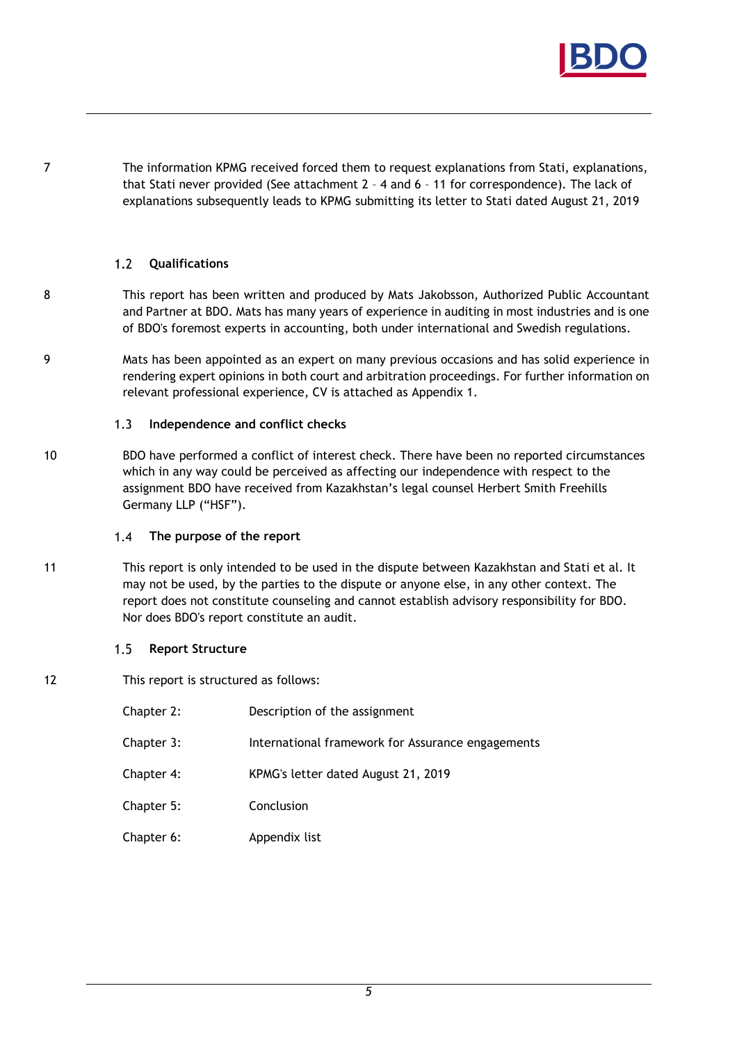7 The information KPMG received forced them to request explanations from Stati, explanations, that Stati never provided (See attachment 2 – 4 and 6 – 11 for correspondence). The lack of explanations subsequently leads to KPMG submitting its letter to Stati dated August 21, 2019

### 1.2 Qualifications

8 This report has been written and produced by Mats Jakobsson, Authorized Public Accountant and Partner at BDO. Mats has many years of experience in auditing in most industries and is one of BDO's foremost experts in accounting, both under international and Swedish regulations.

9 Mats has been appointed as an expert on many previous occasions and has solid experience in rendering expert opinions in both court and arbitration proceedings. For further information on relevant professional experience, CV is attached as Appendix 1.

### 1.3 Independence and conflict checks

10 BDO have performed a conflict of interest check. There have been no reported circumstances which in any way could be perceived as affecting our independence with respect to the assignment BDO have received from Kazakhstan's legal counsel Herbert Smith Freehills Germany LLP ("HSF").

### 1.4 The purpose of the report

11 This report is only intended to be used in the dispute between Kazakhstan and Stati et al. It may not be used, by the parties to the dispute or anyone else, in any other context. The report does not constitute counseling and cannot establish advisory responsibility for BDO. Nor does BDO's report constitute an audit.

### 1.5 Report Structure

12 This report is structured as follows:

| | |
|---|---|
| Chapter 2: | Description of the assignment |
| Chapter 3: | International framework for Assurance engagements |
| Chapter 4: | KPMG's letter dated August 21, 2019 |
| Chapter 5: | Conclusion |
| Chapter 6: | Appendix list |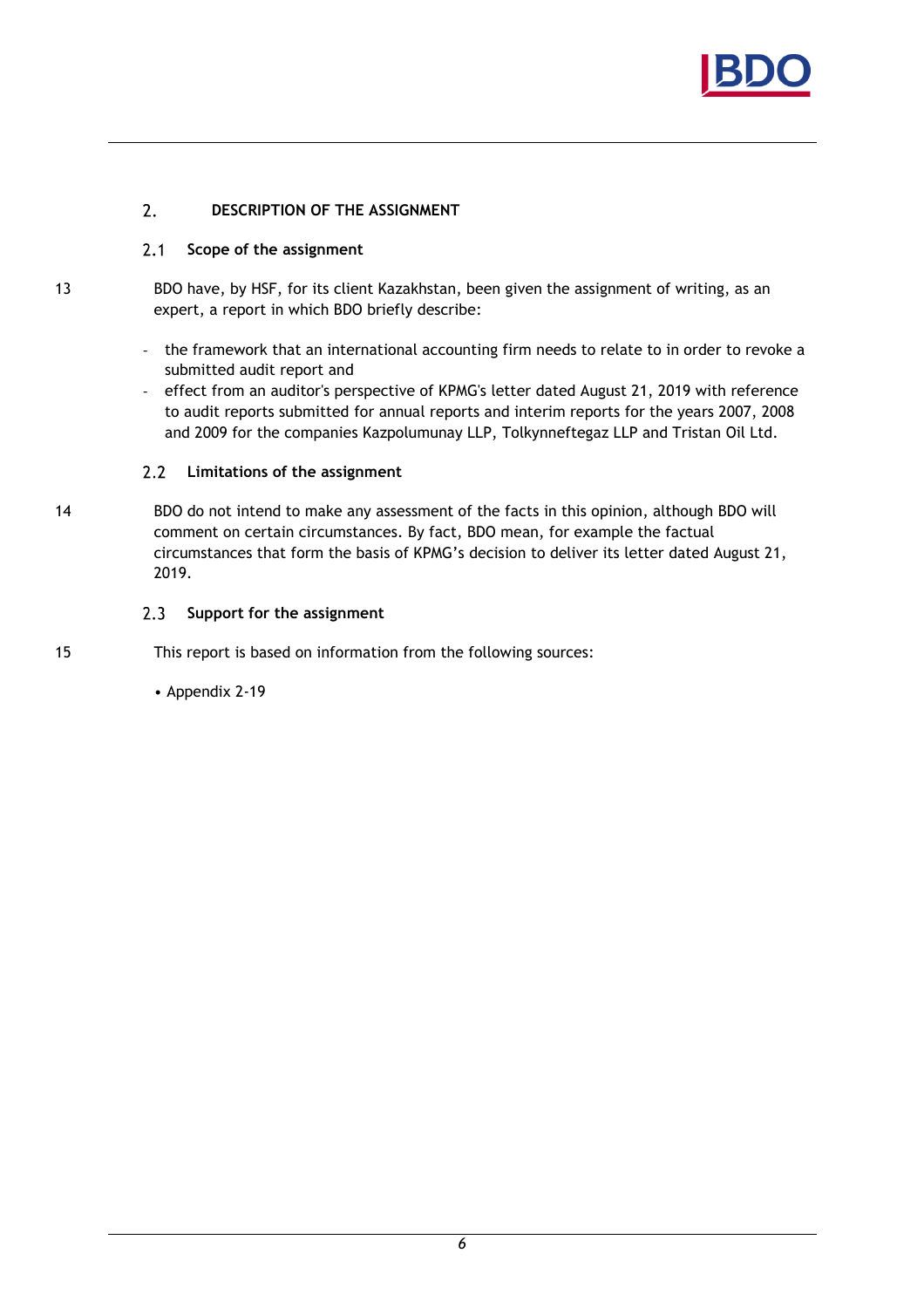## 2. DESCRIPTION OF THE ASSIGNMENT

### 2.1 Scope of the assignment

13 BDO have, by HSF, for its client Kazakhstan, been given the assignment of writing, as an expert, a report in which BDO briefly describe:

- the framework that an international accounting firm needs to relate to in order to revoke a submitted audit report and
- effect from an auditor's perspective of KPMG's letter dated August 21, 2019 with reference to audit reports submitted for annual reports and interim reports for the years 2007, 2008 and 2009 for the companies Kazpolumunay LLP, Tolkynneftegaz LLP and Tristan Oil Ltd.

### 2.2 Limitations of the assignment

14 BDO do not intend to make any assessment of the facts in this opinion, although BDO will comment on certain circumstances. By fact, BDO mean, for example the factual circumstances that form the basis of KPMG's decision to deliver its letter dated August 21, 2019.

### 2.3 Support for the assignment

15 This report is based on information from the following sources:

- Appendix 2-19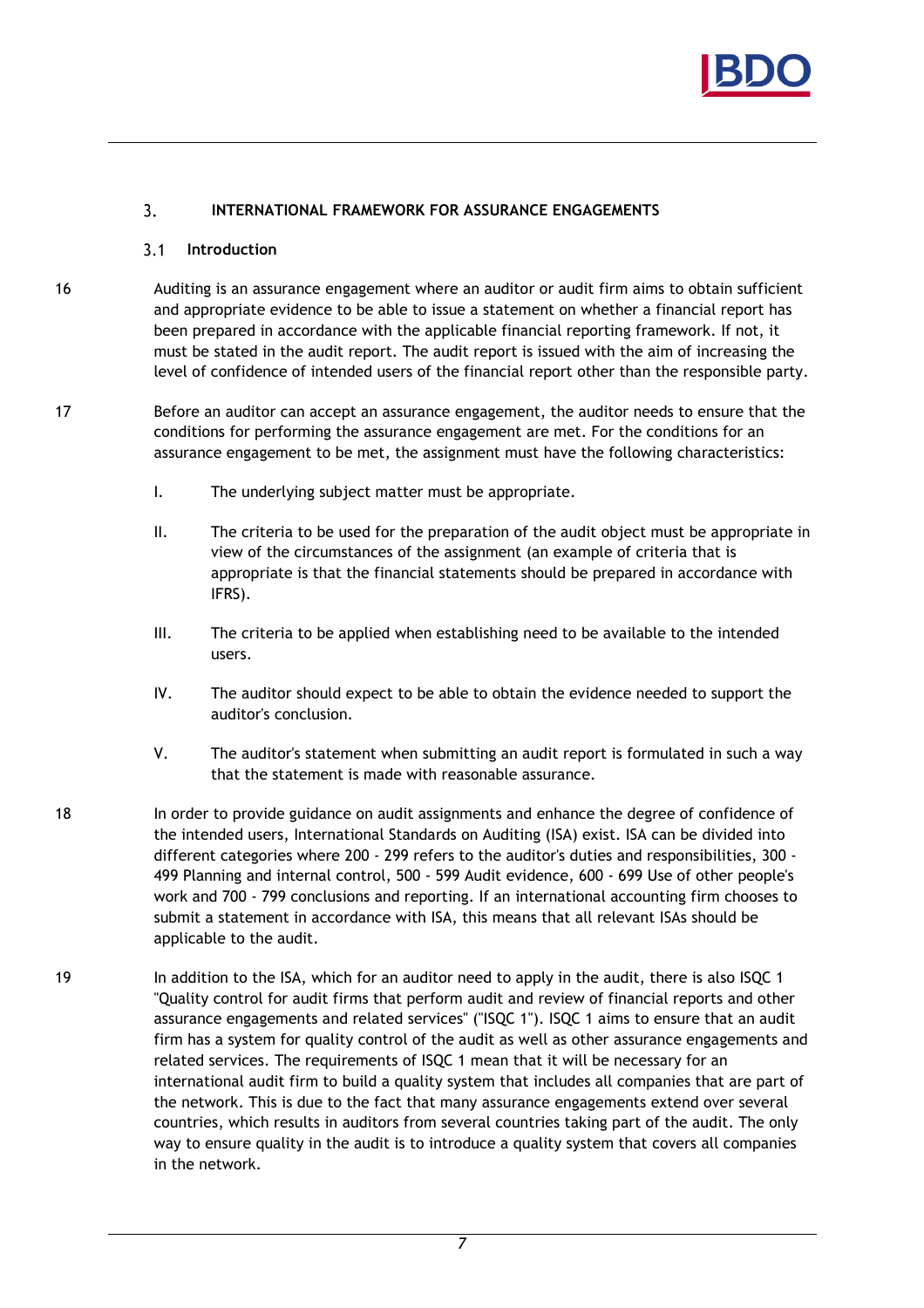## 3. INTERNATIONAL FRAMEWORK FOR ASSURANCE ENGAGEMENTS

### 3.1 Introduction

16 Auditing is an assurance engagement where an auditor or audit firm aims to obtain sufficient and appropriate evidence to be able to issue a statement on whether a financial report has been prepared in accordance with the applicable financial reporting framework. If not, it must be stated in the audit report. The audit report is issued with the aim of increasing the level of confidence of intended users of the financial report other than the responsible party.

17 Before an auditor can accept an assurance engagement, the auditor needs to ensure that the conditions for performing the assurance engagement are met. For the conditions for an assurance engagement to be met, the assignment must have the following characteristics:

I. The underlying subject matter must be appropriate.

II. The criteria to be used for the preparation of the audit object must be appropriate in view of the circumstances of the assignment (an example of criteria that is appropriate is that the financial statements should be prepared in accordance with IFRS).

III. The criteria to be applied when establishing need to be available to the intended users.

IV. The auditor should expect to be able to obtain the evidence needed to support the auditor's conclusion.

V. The auditor's statement when submitting an audit report is formulated in such a way that the statement is made with reasonable assurance.

18 In order to provide guidance on audit assignments and enhance the degree of confidence of the intended users, International Standards on Auditing (ISA) exist. ISA can be divided into different categories where 200 - 299 refers to the auditor's duties and responsibilities, 300 - 499 Planning and internal control, 500 - 599 Audit evidence, 600 - 699 Use of other people's work and 700 - 799 conclusions and reporting. If an international accounting firm chooses to submit a statement in accordance with ISA, this means that all relevant ISAs should be applicable to the audit.

19 In addition to the ISA, which for an auditor need to apply in the audit, there is also ISQC 1 "Quality control for audit firms that perform audit and review of financial reports and other assurance engagements and related services" ("ISQC 1"). ISQC 1 aims to ensure that an audit firm has a system for quality control of the audit as well as other assurance engagements and related services. The requirements of ISQC 1 mean that it will be necessary for an international audit firm to build a quality system that includes all companies that are part of the network. This is due to the fact that many assurance engagements extend over several countries, which results in auditors from several countries taking part of the audit. The only way to ensure quality in the audit is to introduce a quality system that covers all companies in the network.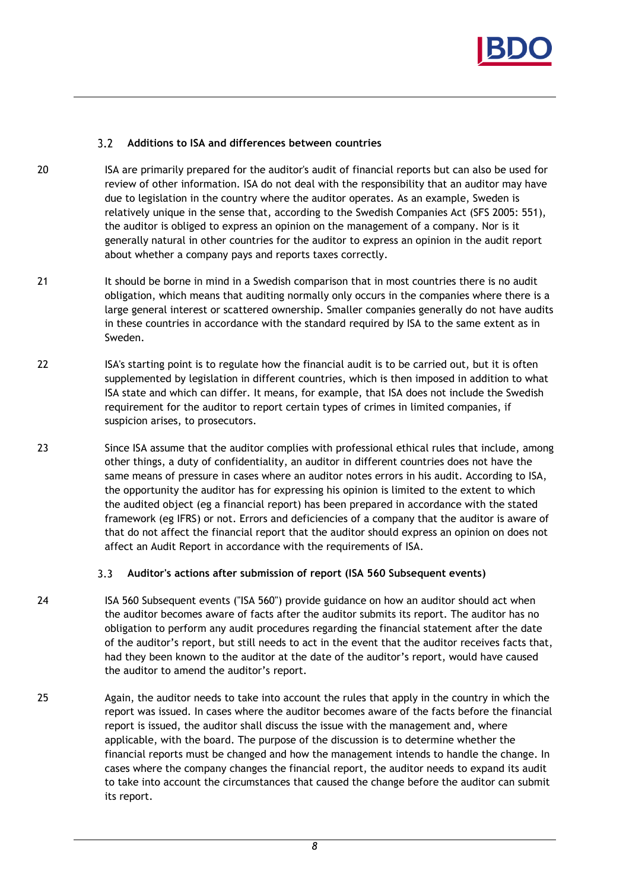### 3.2 Additions to ISA and differences between countries

20 ISA are primarily prepared for the auditor's audit of financial reports but can also be used for review of other information. ISA do not deal with the responsibility that an auditor may have due to legislation in the country where the auditor operates. As an example, Sweden is relatively unique in the sense that, according to the Swedish Companies Act (SFS 2005: 551), the auditor is obliged to express an opinion on the management of a company. Nor is it generally natural in other countries for the auditor to express an opinion in the audit report about whether a company pays and reports taxes correctly.

21 It should be borne in mind in a Swedish comparison that in most countries there is no audit obligation, which means that auditing normally only occurs in the companies where there is a large general interest or scattered ownership. Smaller companies generally do not have audits in these countries in accordance with the standard required by ISA to the same extent as in Sweden.

22 ISA's starting point is to regulate how the financial audit is to be carried out, but it is often supplemented by legislation in different countries, which is then imposed in addition to what ISA state and which can differ. It means, for example, that ISA does not include the Swedish requirement for the auditor to report certain types of crimes in limited companies, if suspicion arises, to prosecutors.

23 Since ISA assume that the auditor complies with professional ethical rules that include, among other things, a duty of confidentiality, an auditor in different countries does not have the same means of pressure in cases where an auditor notes errors in his audit. According to ISA, the opportunity the auditor has for expressing his opinion is limited to the extent to which the audited object (eg a financial report) has been prepared in accordance with the stated framework (eg IFRS) or not. Errors and deficiencies of a company that the auditor is aware of that do not affect the financial report that the auditor should express an opinion on does not affect an Audit Report in accordance with the requirements of ISA.

### 3.3 Auditor's actions after submission of report (ISA 560 Subsequent events)

24 ISA 560 Subsequent events ("ISA 560") provide guidance on how an auditor should act when the auditor becomes aware of facts after the auditor submits its report. The auditor has no obligation to perform any audit procedures regarding the financial statement after the date of the auditor's report, but still needs to act in the event that the auditor receives facts that, had they been known to the auditor at the date of the auditor's report, would have caused the auditor to amend the auditor's report.

25 Again, the auditor needs to take into account the rules that apply in the country in which the report was issued. In cases where the auditor becomes aware of the facts before the financial report is issued, the auditor shall discuss the issue with the management and, where applicable, with the board. The purpose of the discussion is to determine whether the financial reports must be changed and how the management intends to handle the change. In cases where the company changes the financial report, the auditor needs to expand its audit to take into account the circumstances that caused the change before the auditor can submit its report.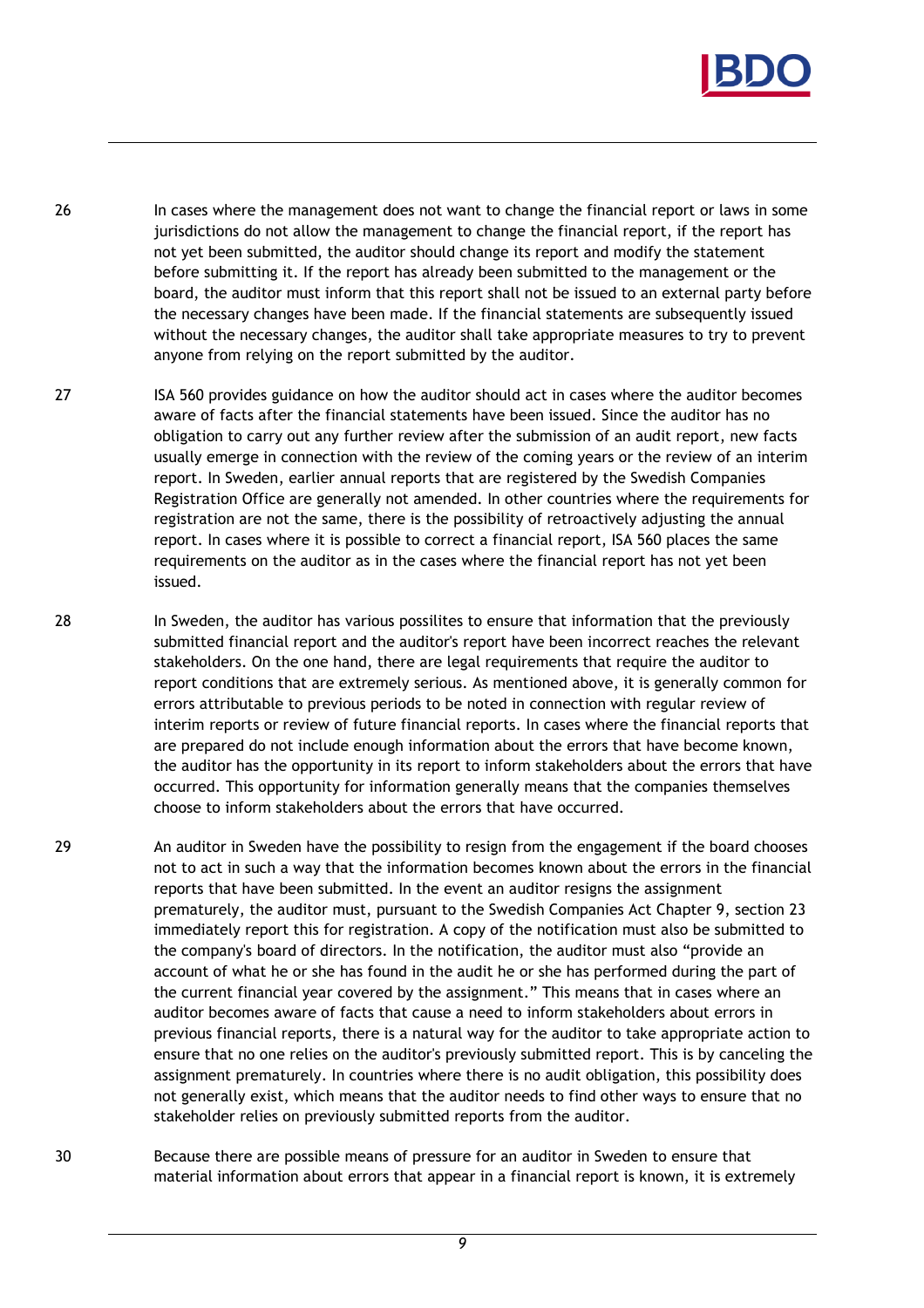26 In cases where the management does not want to change the financial report or laws in some jurisdictions do not allow the management to change the financial report, if the report has not yet been submitted, the auditor should change its report and modify the statement before submitting it. If the report has already been submitted to the management or the board, the auditor must inform that this report shall not be issued to an external party before the necessary changes have been made. If the financial statements are subsequently issued without the necessary changes, the auditor shall take appropriate measures to try to prevent anyone from relying on the report submitted by the auditor.

27 ISA 560 provides guidance on how the auditor should act in cases where the auditor becomes aware of facts after the financial statements have been issued. Since the auditor has no obligation to carry out any further review after the submission of an audit report, new facts usually emerge in connection with the review of the coming years or the review of an interim report. In Sweden, earlier annual reports that are registered by the Swedish Companies Registration Office are generally not amended. In other countries where the requirements for registration are not the same, there is the possibility of retroactively adjusting the annual report. In cases where it is possible to correct a financial report, ISA 560 places the same requirements on the auditor as in the cases where the financial report has not yet been issued.

28 In Sweden, the auditor has various possilites to ensure that information that the previously submitted financial report and the auditor's report have been incorrect reaches the relevant stakeholders. On the one hand, there are legal requirements that require the auditor to report conditions that are extremely serious. As mentioned above, it is generally common for errors attributable to previous periods to be noted in connection with regular review of interim reports or review of future financial reports. In cases where the financial reports that are prepared do not include enough information about the errors that have become known, the auditor has the opportunity in its report to inform stakeholders about the errors that have occurred. This opportunity for information generally means that the companies themselves choose to inform stakeholders about the errors that have occurred.

29 An auditor in Sweden have the possibility to resign from the engagement if the board chooses not to act in such a way that the information becomes known about the errors in the financial reports that have been submitted. In the event an auditor resigns the assignment prematurely, the auditor must, pursuant to the Swedish Companies Act Chapter 9, section 23 immediately report this for registration. A copy of the notification must also be submitted to the company's board of directors. In the notification, the auditor must also "provide an account of what he or she has found in the audit he or she has performed during the part of the current financial year covered by the assignment." This means that in cases where an auditor becomes aware of facts that cause a need to inform stakeholders about errors in previous financial reports, there is a natural way for the auditor to take appropriate action to ensure that no one relies on the auditor's previously submitted report. This is by canceling the assignment prematurely. In countries where there is no audit obligation, this possibility does not generally exist, which means that the auditor needs to find other ways to ensure that no stakeholder relies on previously submitted reports from the auditor.

30 Because there are possible means of pressure for an auditor in Sweden to ensure that material information about errors that appear in a financial report is known, it is extremely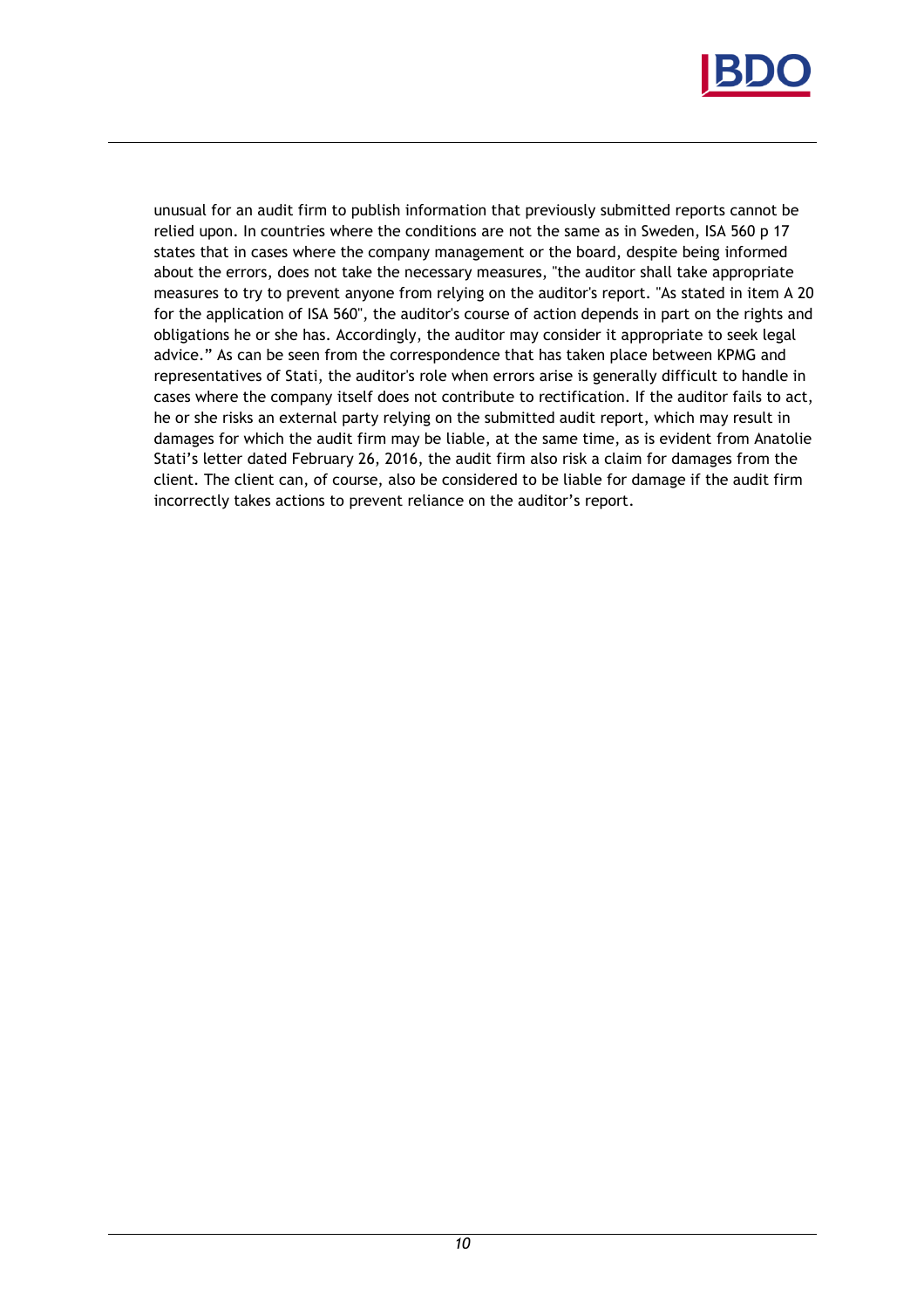unusual for an audit firm to publish information that previously submitted reports cannot be relied upon. In countries where the conditions are not the same as in Sweden, ISA 560 p 17 states that in cases where the company management or the board, despite being informed about the errors, does not take the necessary measures, "the auditor shall take appropriate measures to try to prevent anyone from relying on the auditor's report. "As stated in item A 20 for the application of ISA 560", the auditor's course of action depends in part on the rights and obligations he or she has. Accordingly, the auditor may consider it appropriate to seek legal advice." As can be seen from the correspondence that has taken place between KPMG and representatives of Stati, the auditor's role when errors arise is generally difficult to handle in cases where the company itself does not contribute to rectification. If the auditor fails to act, he or she risks an external party relying on the submitted audit report, which may result in damages for which the audit firm may be liable, at the same time, as is evident from Anatolie Stati's letter dated February 26, 2016, the audit firm also risk a claim for damages from the client. The client can, of course, also be considered to be liable for damage if the audit firm incorrectly takes actions to prevent reliance on the auditor's report.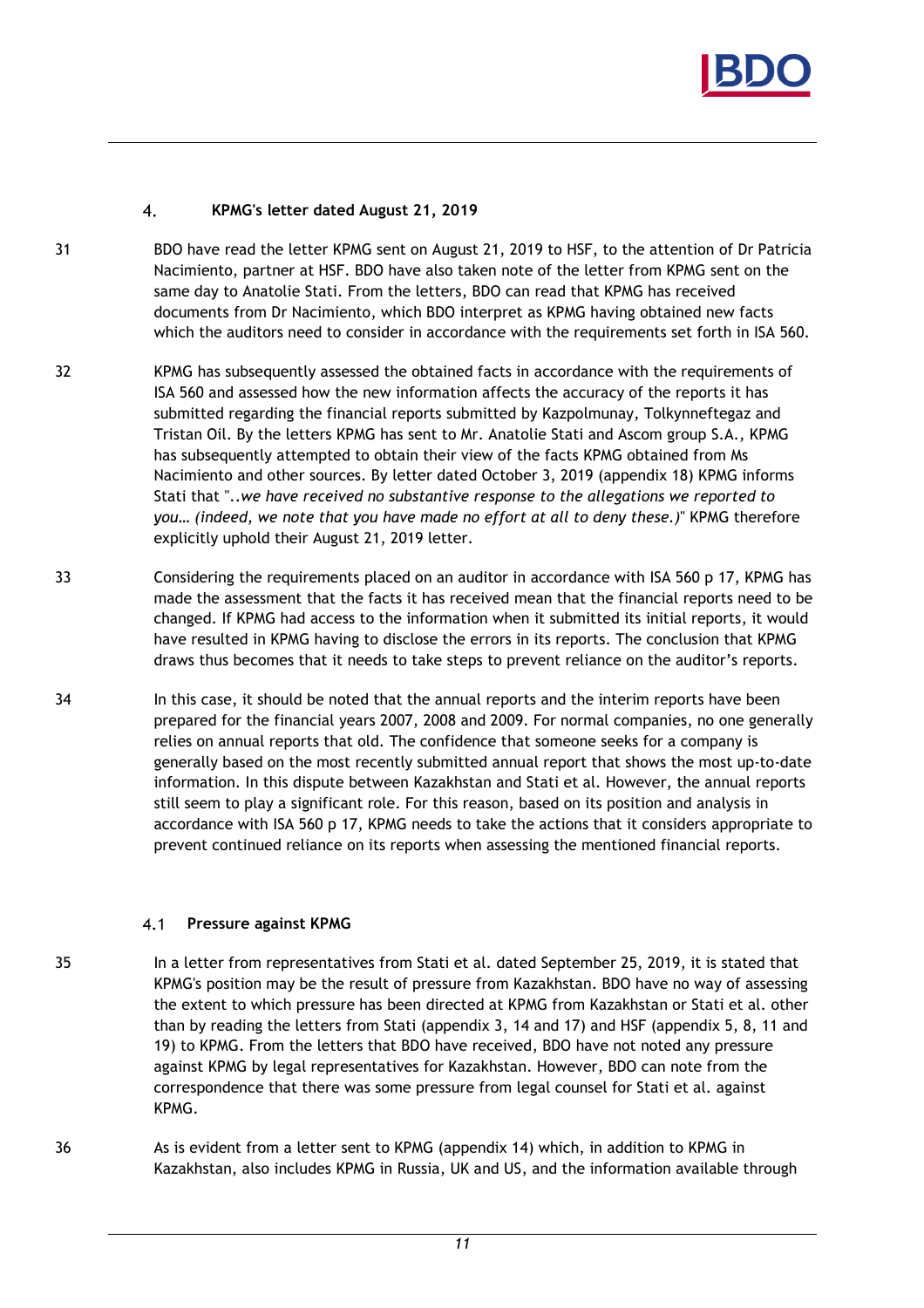## 4. KPMG's letter dated August 21, 2019

31 BDO have read the letter KPMG sent on August 21, 2019 to HSF, to the attention of Dr Patricia Nacimiento, partner at HSF. BDO have also taken note of the letter from KPMG sent on the same day to Anatolie Stati. From the letters, BDO can read that KPMG has received documents from Dr Nacimiento, which BDO interpret as KPMG having obtained new facts which the auditors need to consider in accordance with the requirements set forth in ISA 560.

32 KPMG has subsequently assessed the obtained facts in accordance with the requirements of ISA 560 and assessed how the new information affects the accuracy of the reports it has submitted regarding the financial reports submitted by Kazpolmunay, Tolkynneftegaz and Tristan Oil. By the letters KPMG has sent to Mr. Anatolie Stati and Ascom group S.A., KPMG has subsequently attempted to obtain their view of the facts KPMG obtained from Ms Nacimiento and other sources. By letter dated October 3, 2019 (appendix 18) KPMG informs Stati that "..*we have received no substantive response to the allegations we reported to you… (indeed, we note that you have made no effort at all to deny these.)*" KPMG therefore explicitly uphold their August 21, 2019 letter.

33 Considering the requirements placed on an auditor in accordance with ISA 560 p 17, KPMG has made the assessment that the facts it has received mean that the financial reports need to be changed. If KPMG had access to the information when it submitted its initial reports, it would have resulted in KPMG having to disclose the errors in its reports. The conclusion that KPMG draws thus becomes that it needs to take steps to prevent reliance on the auditor's reports.

34 In this case, it should be noted that the annual reports and the interim reports have been prepared for the financial years 2007, 2008 and 2009. For normal companies, no one generally relies on annual reports that old. The confidence that someone seeks for a company is generally based on the most recently submitted annual report that shows the most up-to-date information. In this dispute between Kazakhstan and Stati et al. However, the annual reports still seem to play a significant role. For this reason, based on its position and analysis in accordance with ISA 560 p 17, KPMG needs to take the actions that it considers appropriate to prevent continued reliance on its reports when assessing the mentioned financial reports.

### 4.1 Pressure against KPMG

35 In a letter from representatives from Stati et al. dated September 25, 2019, it is stated that KPMG's position may be the result of pressure from Kazakhstan. BDO have no way of assessing the extent to which pressure has been directed at KPMG from Kazakhstan or Stati et al. other than by reading the letters from Stati (appendix 3, 14 and 17) and HSF (appendix 5, 8, 11 and 19) to KPMG. From the letters that BDO have received, BDO have not noted any pressure against KPMG by legal representatives for Kazakhstan. However, BDO can note from the correspondence that there was some pressure from legal counsel for Stati et al. against KPMG.

36 As is evident from a letter sent to KPMG (appendix 14) which, in addition to KPMG in Kazakhstan, also includes KPMG in Russia, UK and US, and the information available through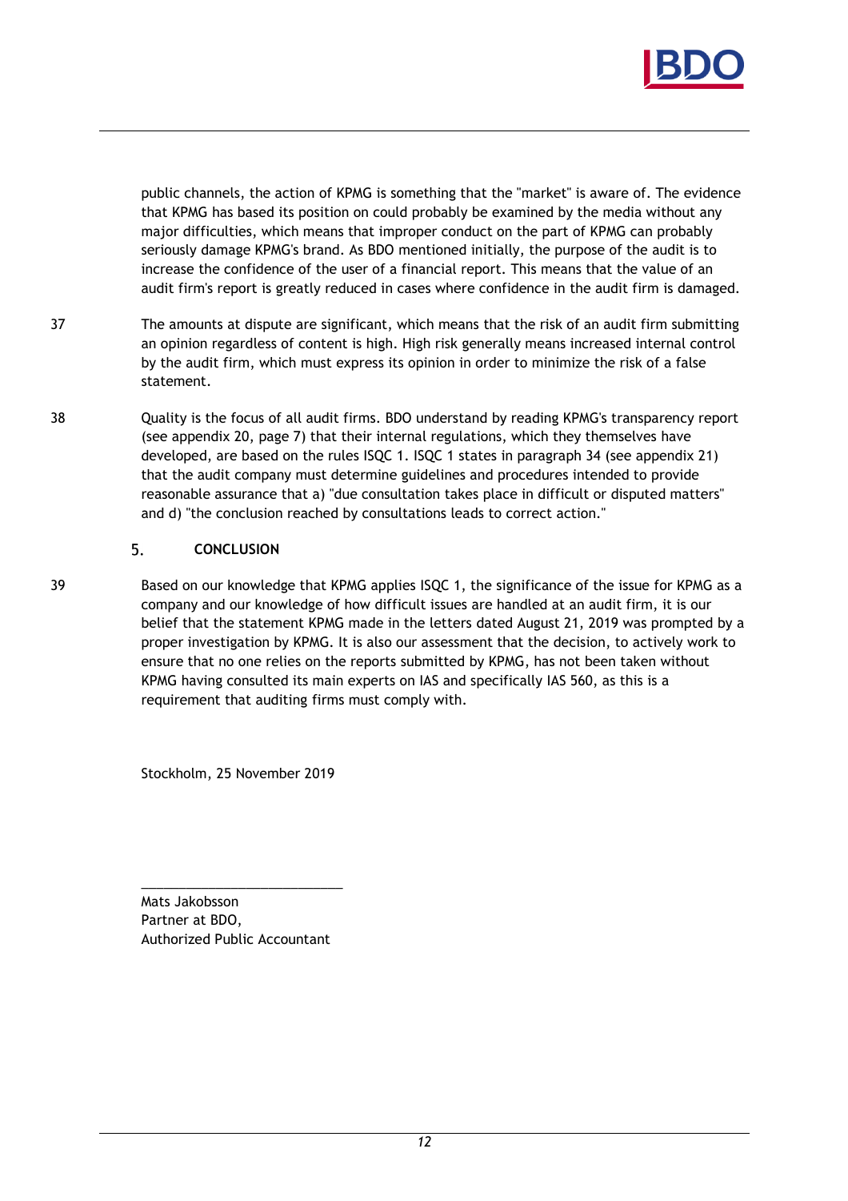public channels, the action of KPMG is something that the "market" is aware of. The evidence that KPMG has based its position on could probably be examined by the media without any major difficulties, which means that improper conduct on the part of KPMG can probably seriously damage KPMG's brand. As BDO mentioned initially, the purpose of the audit is to increase the confidence of the user of a financial report. This means that the value of an audit firm's report is greatly reduced in cases where confidence in the audit firm is damaged.

37 The amounts at dispute are significant, which means that the risk of an audit firm submitting an opinion regardless of content is high. High risk generally means increased internal control by the audit firm, which must express its opinion in order to minimize the risk of a false statement.

38 Quality is the focus of all audit firms. BDO understand by reading KPMG's transparency report (see appendix 20, page 7) that their internal regulations, which they themselves have developed, are based on the rules ISQC 1. ISQC 1 states in paragraph 34 (see appendix 21) that the audit company must determine guidelines and procedures intended to provide reasonable assurance that a) "due consultation takes place in difficult or disputed matters" and d) "the conclusion reached by consultations leads to correct action."

## 5. CONCLUSION

39 Based on our knowledge that KPMG applies ISQC 1, the significance of the issue for KPMG as a company and our knowledge of how difficult issues are handled at an audit firm, it is our belief that the statement KPMG made in the letters dated August 21, 2019 was prompted by a proper investigation by KPMG. It is also our assessment that the decision, to actively work to ensure that no one relies on the reports submitted by KPMG, has not been taken without KPMG having consulted its main experts on IAS and specifically IAS 560, as this is a requirement that auditing firms must comply with.

Stockholm, 25 November 2019

\_\_\_\_\_\_\_\_\_\_\_\_\_\_\_\_\_\_\_\_\_\_\_\_\_\_

Mats Jakobsson
Partner at BDO,
Authorized Public Accountant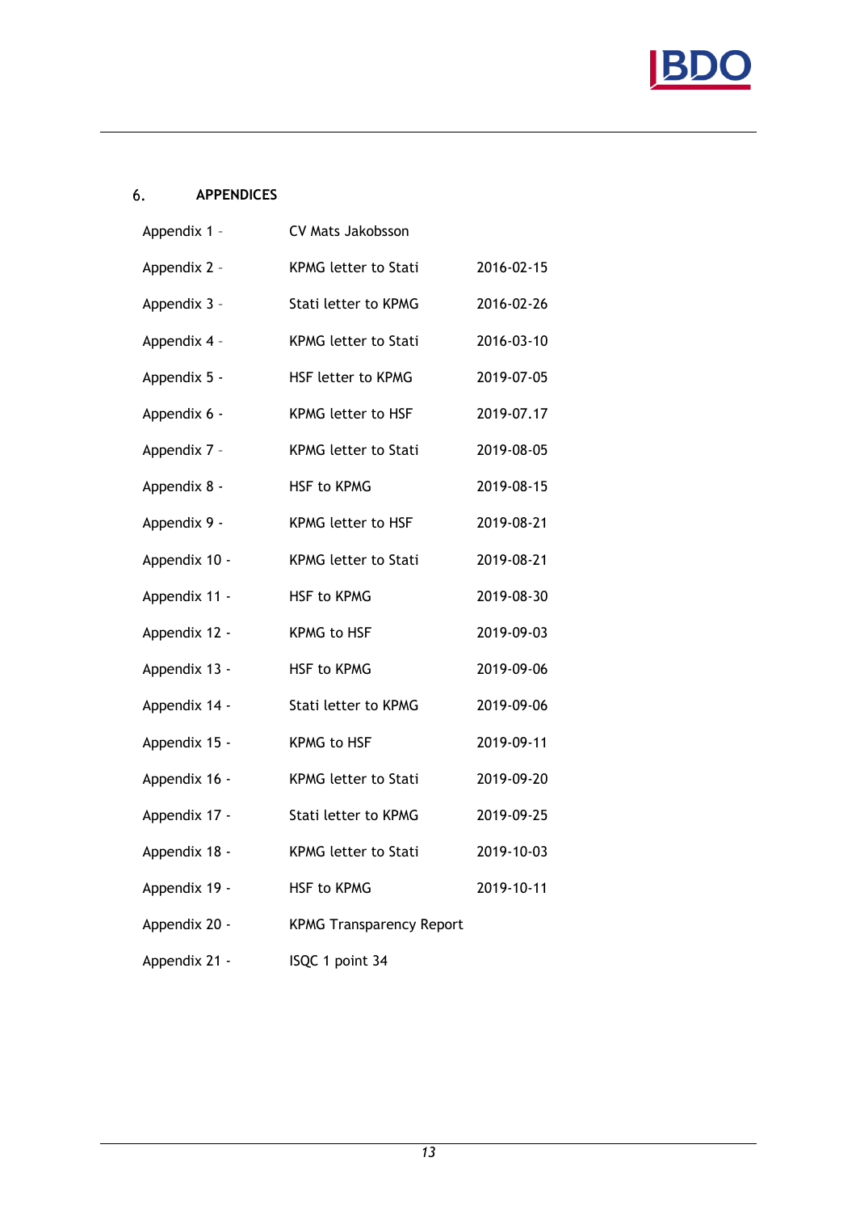## 6. APPENDICES

| | | |
|---|---|---|
| Appendix 1 - | CV Mats Jakobsson | |
| Appendix 2 - | KPMG letter to Stati | 2016-02-15 |
| Appendix 3 - | Stati letter to KPMG | 2016-02-26 |
| Appendix 4 - | KPMG letter to Stati | 2016-03-10 |
| Appendix 5 - | HSF letter to KPMG | 2019-07-05 |
| Appendix 6 - | KPMG letter to HSF | 2019-07.17 |
| Appendix 7 - | KPMG letter to Stati | 2019-08-05 |
| Appendix 8 - | HSF to KPMG | 2019-08-15 |
| Appendix 9 - | KPMG letter to HSF | 2019-08-21 |
| Appendix 10 - | KPMG letter to Stati | 2019-08-21 |
| Appendix 11 - | HSF to KPMG | 2019-08-30 |
| Appendix 12 - | KPMG to HSF | 2019-09-03 |
| Appendix 13 - | HSF to KPMG | 2019-09-06 |
| Appendix 14 - | Stati letter to KPMG | 2019-09-06 |
| Appendix 15 - | KPMG to HSF | 2019-09-11 |
| Appendix 16 - | KPMG letter to Stati | 2019-09-20 |
| Appendix 17 - | Stati letter to KPMG | 2019-09-25 |
| Appendix 18 - | KPMG letter to Stati | 2019-10-03 |
| Appendix 19 - | HSF to KPMG | 2019-10-11 |
| Appendix 20 - | KPMG Transparency Report | |
| Appendix 21 - | ISQC 1 point 34 | |